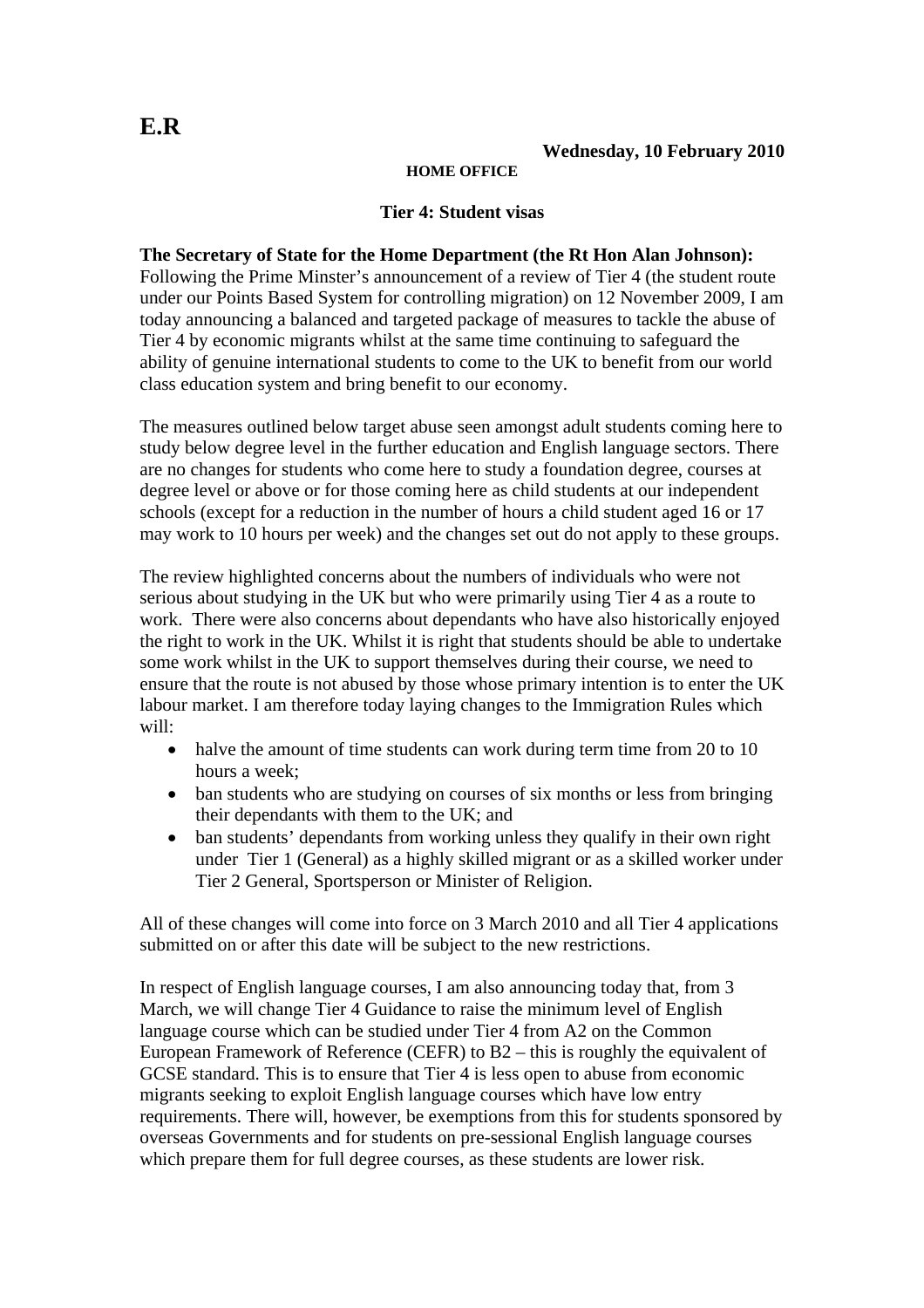**E.R**

**Wednesday, 10 February 2010**

**HOME OFFICE**

## Tier 4: Student visas

**The Secretary of State for the Home Department (the Rt Hon Alan Johnson):** Following the Prime Minster's announcement of a review of Tier 4 (the student route under our Points Based System for controlling migration) on 12 November 2009, I am today announcing a balanced and targeted package of measures to tackle the abuse of Tier 4 by economic migrants whilst at the same time continuing to safeguard the ability of genuine international students to come to the UK to benefit from our world class education system and bring benefit to our economy.

The measures outlined below target abuse seen amongst adult students coming here to study below degree level in the further education and English language sectors. There are no changes for students who come here to study a foundation degree, courses at degree level or above or for those coming here as child students at our independent schools (except for a reduction in the number of hours a child student aged 16 or 17 may work to 10 hours per week) and the changes set out do not apply to these groups.

The review highlighted concerns about the numbers of individuals who were not serious about studying in the UK but who were primarily using Tier 4 as a route to work. There were also concerns about dependants who have also historically enjoyed the right to work in the UK. Whilst it is right that students should be able to undertake some work whilst in the UK to support themselves during their course, we need to ensure that the route is not abused by those whose primary intention is to enter the UK labour market. I am therefore today laying changes to the Immigration Rules which will:

- halve the amount of time students can work during term time from 20 to 10 hours a week;
- ban students who are studying on courses of six months or less from bringing their dependants with them to the UK; and
- ban students' dependants from working unless they qualify in their own right under Tier 1 (General) as a highly skilled migrant or as a skilled worker under Tier 2 General, Sportsperson or Minister of Religion.

All of these changes will come into force on 3 March 2010 and all Tier 4 applications submitted on or after this date will be subject to the new restrictions.

In respect of English language courses, I am also announcing today that, from 3 March, we will change Tier 4 Guidance to raise the minimum level of English language course which can be studied under Tier 4 from A2 on the Common European Framework of Reference (CEFR) to B2 – this is roughly the equivalent of GCSE standard. This is to ensure that Tier 4 is less open to abuse from economic migrants seeking to exploit English language courses which have low entry requirements. There will, however, be exemptions from this for students sponsored by overseas Governments and for students on pre-sessional English language courses which prepare them for full degree courses, as these students are lower risk.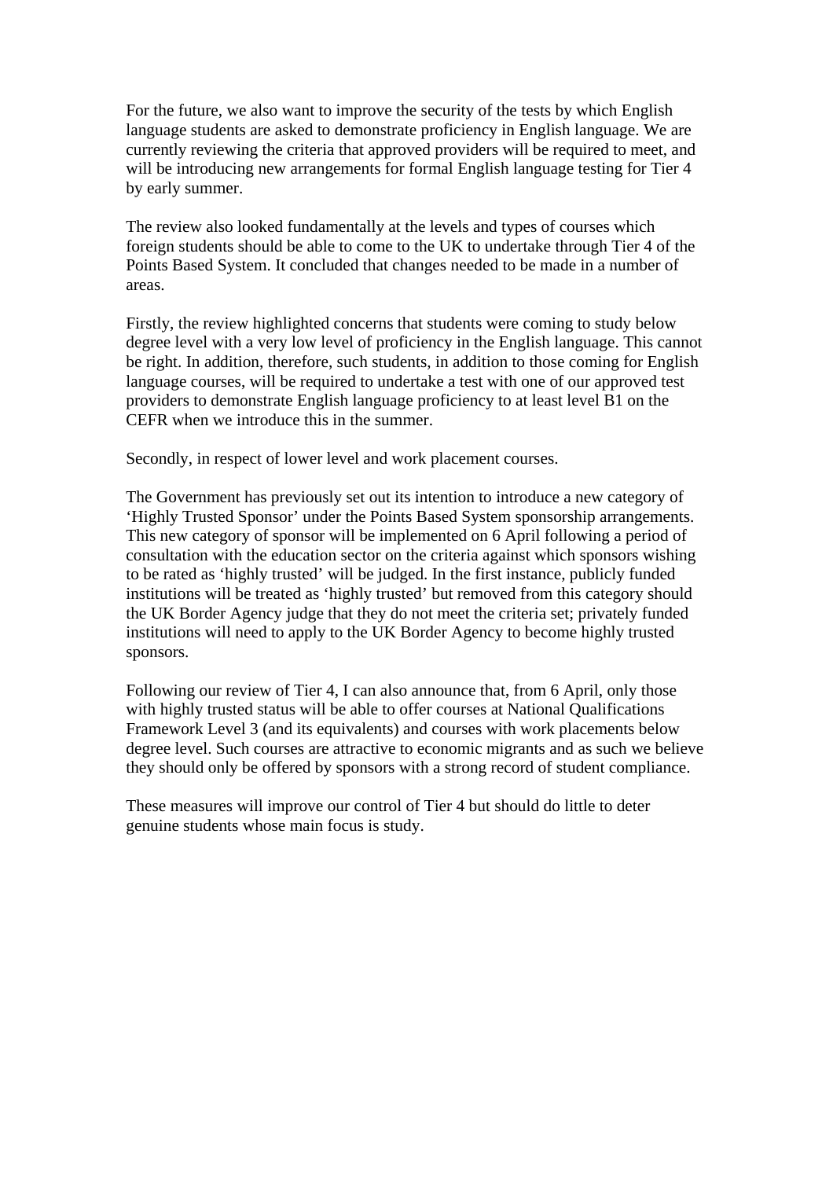For the future, we also want to improve the security of the tests by which English language students are asked to demonstrate proficiency in English language. We are currently reviewing the criteria that approved providers will be required to meet, and will be introducing new arrangements for formal English language testing for Tier 4 by early summer.

The review also looked fundamentally at the levels and types of courses which foreign students should be able to come to the UK to undertake through Tier 4 of the Points Based System. It concluded that changes needed to be made in a number of areas.

Firstly, the review highlighted concerns that students were coming to study below degree level with a very low level of proficiency in the English language. This cannot be right. In addition, therefore, such students, in addition to those coming for English language courses, will be required to undertake a test with one of our approved test providers to demonstrate English language proficiency to at least level B1 on the CEFR when we introduce this in the summer.

Secondly, in respect of lower level and work placement courses.

The Government has previously set out its intention to introduce a new category of 'Highly Trusted Sponsor' under the Points Based System sponsorship arrangements. This new category of sponsor will be implemented on 6 April following a period of consultation with the education sector on the criteria against which sponsors wishing to be rated as 'highly trusted' will be judged. In the first instance, publicly funded institutions will be treated as 'highly trusted' but removed from this category should the UK Border Agency judge that they do not meet the criteria set; privately funded institutions will need to apply to the UK Border Agency to become highly trusted sponsors.

Following our review of Tier 4, I can also announce that, from 6 April, only those with highly trusted status will be able to offer courses at National Qualifications Framework Level 3 (and its equivalents) and courses with work placements below degree level. Such courses are attractive to economic migrants and as such we believe they should only be offered by sponsors with a strong record of student compliance.

These measures will improve our control of Tier 4 but should do little to deter genuine students whose main focus is study.